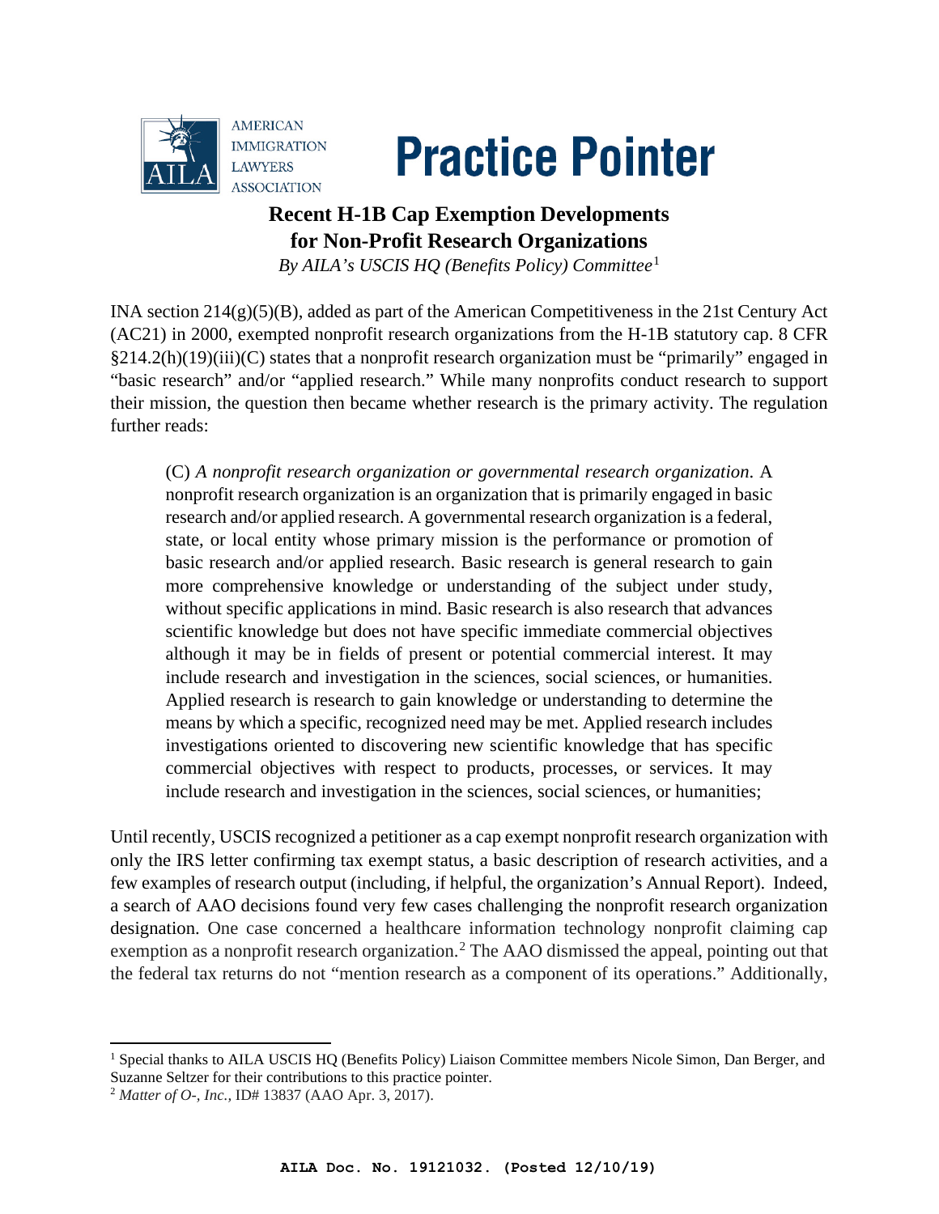AMERICAN IMMIGRATION LAWYERS ASSOCIATION

# Practice Pointer

## Recent H-1B Cap Exemption Developments for Non-Profit Research Organizations

*By AILA's USCIS HQ (Benefits Policy) Committee*[1]

INA section 214(g)(5)(B), added as part of the American Competitiveness in the 21st Century Act (AC21) in 2000, exempted nonprofit research organizations from the H-1B statutory cap. 8 CFR §214.2(h)(19)(iii)(C) states that a nonprofit research organization must be "primarily" engaged in "basic research" and/or "applied research." While many nonprofits conduct research to support their mission, the question then became whether research is the primary activity. The regulation further reads:

> (C) *A nonprofit research organization or governmental research organization*. A nonprofit research organization is an organization that is primarily engaged in basic research and/or applied research. A governmental research organization is a federal, state, or local entity whose primary mission is the performance or promotion of basic research and/or applied research. Basic research is general research to gain more comprehensive knowledge or understanding of the subject under study, without specific applications in mind. Basic research is also research that advances scientific knowledge but does not have specific immediate commercial objectives although it may be in fields of present or potential commercial interest. It may include research and investigation in the sciences, social sciences, or humanities. Applied research is research to gain knowledge or understanding to determine the means by which a specific, recognized need may be met. Applied research includes investigations oriented to discovering new scientific knowledge that has specific commercial objectives with respect to products, processes, or services. It may include research and investigation in the sciences, social sciences, or humanities;

Until recently, USCIS recognized a petitioner as a cap exempt nonprofit research organization with only the IRS letter confirming tax exempt status, a basic description of research activities, and a few examples of research output (including, if helpful, the organization's Annual Report). Indeed, a search of AAO decisions found very few cases challenging the nonprofit research organization designation. One case concerned a healthcare information technology nonprofit claiming cap exemption as a nonprofit research organization.[2] The AAO dismissed the appeal, pointing out that the federal tax returns do not "mention research as a component of its operations." Additionally,

---

[1] Special thanks to AILA USCIS HQ (Benefits Policy) Liaison Committee members Nicole Simon, Dan Berger, and Suzanne Seltzer for their contributions to this practice pointer.

[2] *Matter of O-, Inc.*, ID# 13837 (AAO Apr. 3, 2017).

AILA Doc. No. 19121032. (Posted 12/10/19)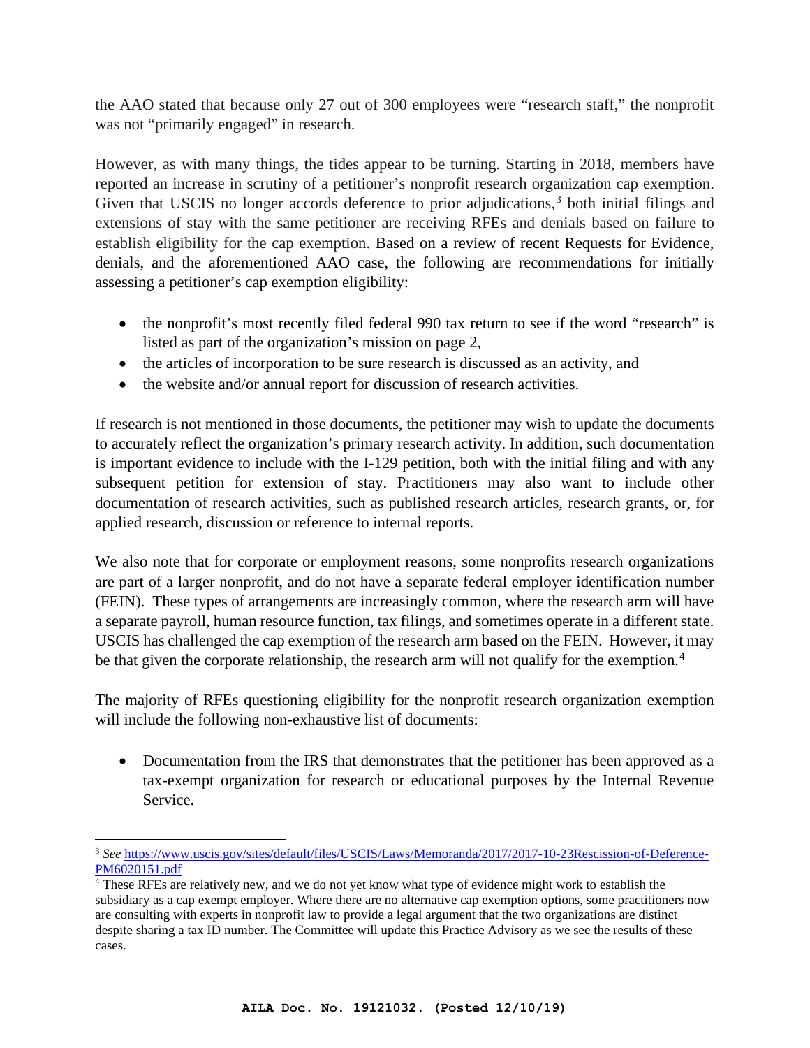the AAO stated that because only 27 out of 300 employees were "research staff," the nonprofit was not "primarily engaged" in research.

However, as with many things, the tides appear to be turning. Starting in 2018, members have reported an increase in scrutiny of a petitioner's nonprofit research organization cap exemption. Given that USCIS no longer accords deference to prior adjudications,[3] both initial filings and extensions of stay with the same petitioner are receiving RFEs and denials based on failure to establish eligibility for the cap exemption. Based on a review of recent Requests for Evidence, denials, and the aforementioned AAO case, the following are recommendations for initially assessing a petitioner's cap exemption eligibility:

- the nonprofit's most recently filed federal 990 tax return to see if the word "research" is listed as part of the organization's mission on page 2,
- the articles of incorporation to be sure research is discussed as an activity, and
- the website and/or annual report for discussion of research activities.

If research is not mentioned in those documents, the petitioner may wish to update the documents to accurately reflect the organization's primary research activity. In addition, such documentation is important evidence to include with the I-129 petition, both with the initial filing and with any subsequent petition for extension of stay. Practitioners may also want to include other documentation of research activities, such as published research articles, research grants, or, for applied research, discussion or reference to internal reports.

We also note that for corporate or employment reasons, some nonprofits research organizations are part of a larger nonprofit, and do not have a separate federal employer identification number (FEIN). These types of arrangements are increasingly common, where the research arm will have a separate payroll, human resource function, tax filings, and sometimes operate in a different state. USCIS has challenged the cap exemption of the research arm based on the FEIN. However, it may be that given the corporate relationship, the research arm will not qualify for the exemption.[4]

The majority of RFEs questioning eligibility for the nonprofit research organization exemption will include the following non-exhaustive list of documents:

- Documentation from the IRS that demonstrates that the petitioner has been approved as a tax-exempt organization for research or educational purposes by the Internal Revenue Service.

---

[3] *See* https://www.uscis.gov/sites/default/files/USCIS/Laws/Memoranda/2017/2017-10-23Rescission-of-Deference-PM6020151.pdf

[4] These RFEs are relatively new, and we do not yet know what type of evidence might work to establish the subsidiary as a cap exempt employer. Where there are no alternative cap exemption options, some practitioners now are consulting with experts in nonprofit law to provide a legal argument that the two organizations are distinct despite sharing a tax ID number. The Committee will update this Practice Advisory as we see the results of these cases.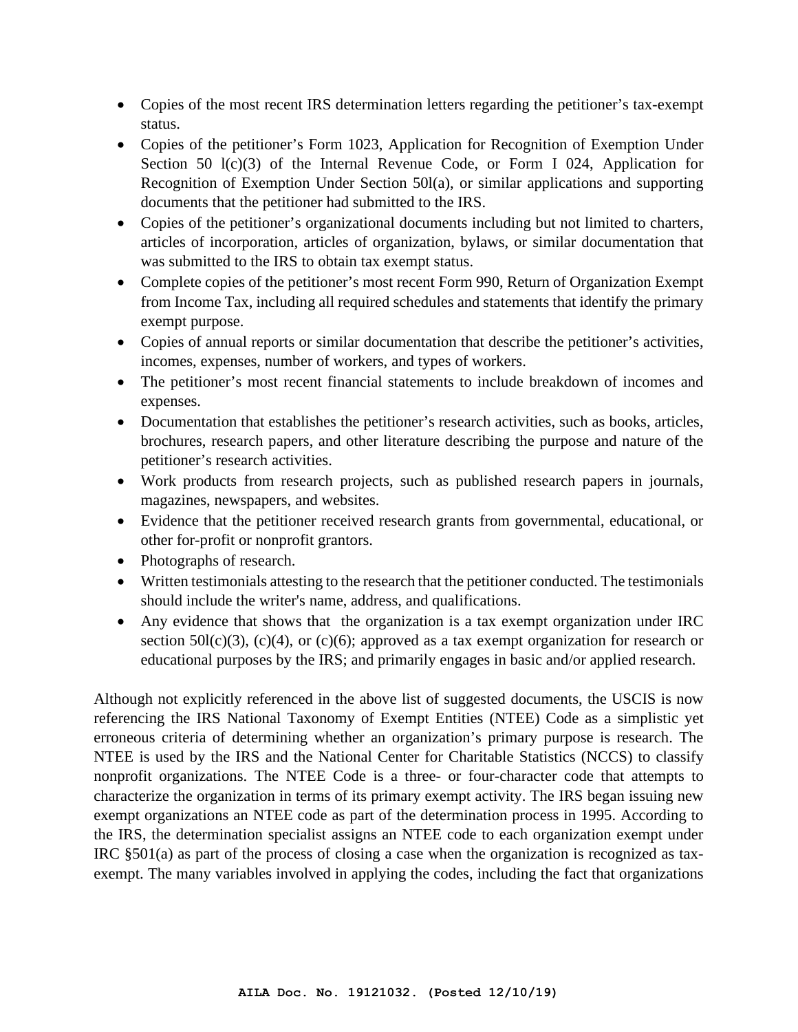- Copies of the most recent IRS determination letters regarding the petitioner's tax-exempt status.
- Copies of the petitioner's Form 1023, Application for Recognition of Exemption Under Section 50 l(c)(3) of the Internal Revenue Code, or Form I 024, Application for Recognition of Exemption Under Section 50l(a), or similar applications and supporting documents that the petitioner had submitted to the IRS.
- Copies of the petitioner's organizational documents including but not limited to charters, articles of incorporation, articles of organization, bylaws, or similar documentation that was submitted to the IRS to obtain tax exempt status.
- Complete copies of the petitioner's most recent Form 990, Return of Organization Exempt from Income Tax, including all required schedules and statements that identify the primary exempt purpose.
- Copies of annual reports or similar documentation that describe the petitioner's activities, incomes, expenses, number of workers, and types of workers.
- The petitioner's most recent financial statements to include breakdown of incomes and expenses.
- Documentation that establishes the petitioner's research activities, such as books, articles, brochures, research papers, and other literature describing the purpose and nature of the petitioner's research activities.
- Work products from research projects, such as published research papers in journals, magazines, newspapers, and websites.
- Evidence that the petitioner received research grants from governmental, educational, or other for-profit or nonprofit grantors.
- Photographs of research.
- Written testimonials attesting to the research that the petitioner conducted. The testimonials should include the writer's name, address, and qualifications.
- Any evidence that shows that the organization is a tax exempt organization under IRC section 50l(c)(3), (c)(4), or (c)(6); approved as a tax exempt organization for research or educational purposes by the IRS; and primarily engages in basic and/or applied research.

Although not explicitly referenced in the above list of suggested documents, the USCIS is now referencing the IRS National Taxonomy of Exempt Entities (NTEE) Code as a simplistic yet erroneous criteria of determining whether an organization's primary purpose is research. The NTEE is used by the IRS and the National Center for Charitable Statistics (NCCS) to classify nonprofit organizations. The NTEE Code is a three- or four-character code that attempts to characterize the organization in terms of its primary exempt activity. The IRS began issuing new exempt organizations an NTEE code as part of the determination process in 1995. According to the IRS, the determination specialist assigns an NTEE code to each organization exempt under IRC §501(a) as part of the process of closing a case when the organization is recognized as tax-exempt. The many variables involved in applying the codes, including the fact that organizations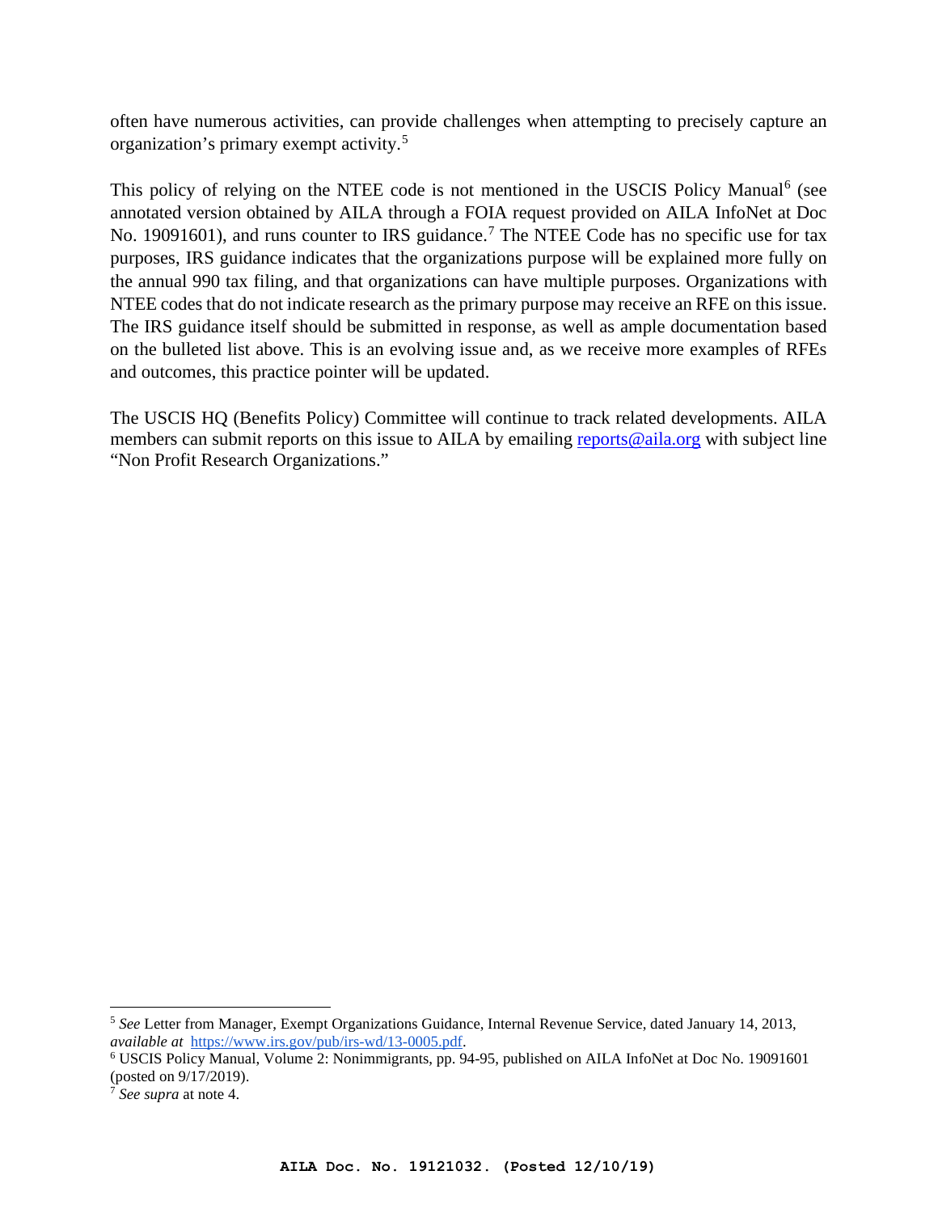often have numerous activities, can provide challenges when attempting to precisely capture an organization's primary exempt activity.[5]

This policy of relying on the NTEE code is not mentioned in the USCIS Policy Manual[6] (see annotated version obtained by AILA through a FOIA request provided on AILA InfoNet at Doc No. 19091601), and runs counter to IRS guidance.[7] The NTEE Code has no specific use for tax purposes, IRS guidance indicates that the organizations purpose will be explained more fully on the annual 990 tax filing, and that organizations can have multiple purposes. Organizations with NTEE codes that do not indicate research as the primary purpose may receive an RFE on this issue. The IRS guidance itself should be submitted in response, as well as ample documentation based on the bulleted list above. This is an evolving issue and, as we receive more examples of RFEs and outcomes, this practice pointer will be updated.

The USCIS HQ (Benefits Policy) Committee will continue to track related developments. AILA members can submit reports on this issue to AILA by emailing reports@aila.org with subject line "Non Profit Research Organizations."

---

[5] *See* Letter from Manager, Exempt Organizations Guidance, Internal Revenue Service, dated January 14, 2013, *available at* https://www.irs.gov/pub/irs-wd/13-0005.pdf.

[6] USCIS Policy Manual, Volume 2: Nonimmigrants, pp. 94-95, published on AILA InfoNet at Doc No. 19091601 (posted on 9/17/2019).

[7] *See supra* at note 4.

**AILA Doc. No. 19121032. (Posted 12/10/19)**